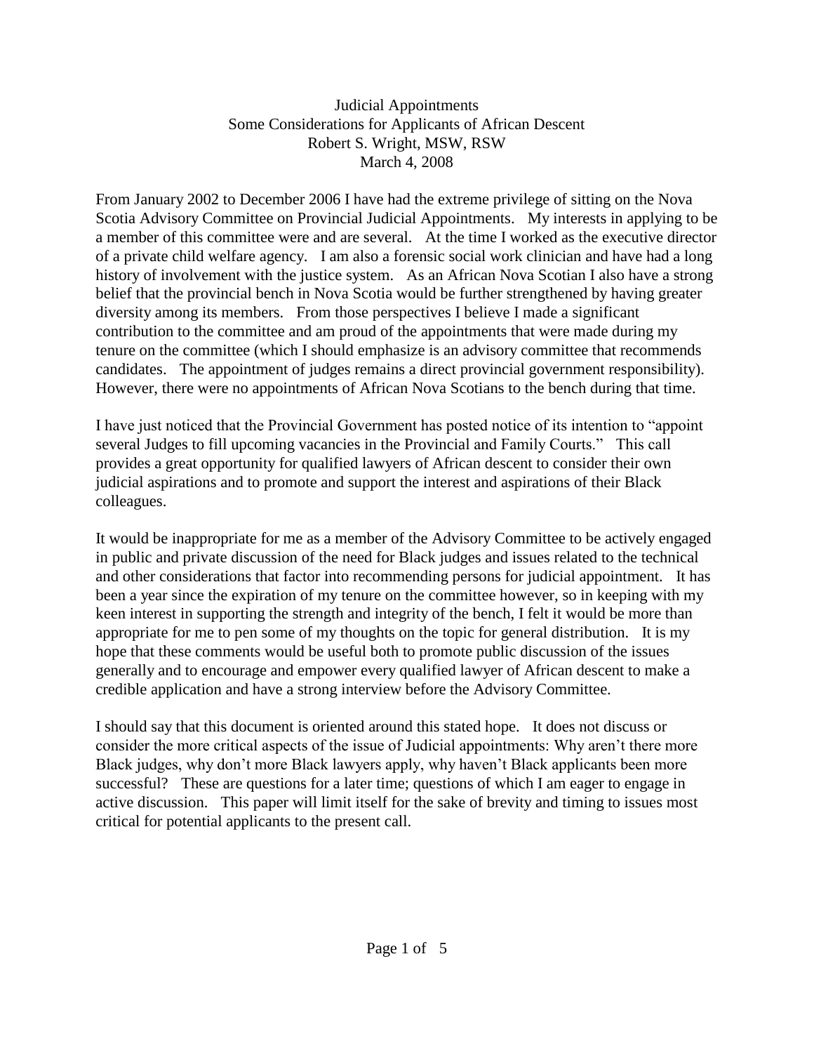# Judicial Appointments
## Some Considerations for Applicants of African Descent
Robert S. Wright, MSW, RSW

March 4, 2008

From January 2002 to December 2006 I have had the extreme privilege of sitting on the Nova Scotia Advisory Committee on Provincial Judicial Appointments. My interests in applying to be a member of this committee were and are several. At the time I worked as the executive director of a private child welfare agency. I am also a forensic social work clinician and have had a long history of involvement with the justice system. As an African Nova Scotian I also have a strong belief that the provincial bench in Nova Scotia would be further strengthened by having greater diversity among its members. From those perspectives I believe I made a significant contribution to the committee and am proud of the appointments that were made during my tenure on the committee (which I should emphasize is an advisory committee that recommends candidates. The appointment of judges remains a direct provincial government responsibility). However, there were no appointments of African Nova Scotians to the bench during that time.

I have just noticed that the Provincial Government has posted notice of its intention to "appoint several Judges to fill upcoming vacancies in the Provincial and Family Courts." This call provides a great opportunity for qualified lawyers of African descent to consider their own judicial aspirations and to promote and support the interest and aspirations of their Black colleagues.

It would be inappropriate for me as a member of the Advisory Committee to be actively engaged in public and private discussion of the need for Black judges and issues related to the technical and other considerations that factor into recommending persons for judicial appointment. It has been a year since the expiration of my tenure on the committee however, so in keeping with my keen interest in supporting the strength and integrity of the bench, I felt it would be more than appropriate for me to pen some of my thoughts on the topic for general distribution. It is my hope that these comments would be useful both to promote public discussion of the issues generally and to encourage and empower every qualified lawyer of African descent to make a credible application and have a strong interview before the Advisory Committee.

I should say that this document is oriented around this stated hope. It does not discuss or consider the more critical aspects of the issue of Judicial appointments: Why aren't there more Black judges, why don't more Black lawyers apply, why haven't Black applicants been more successful? These are questions for a later time; questions of which I am eager to engage in active discussion. This paper will limit itself for the sake of brevity and timing to issues most critical for potential applicants to the present call.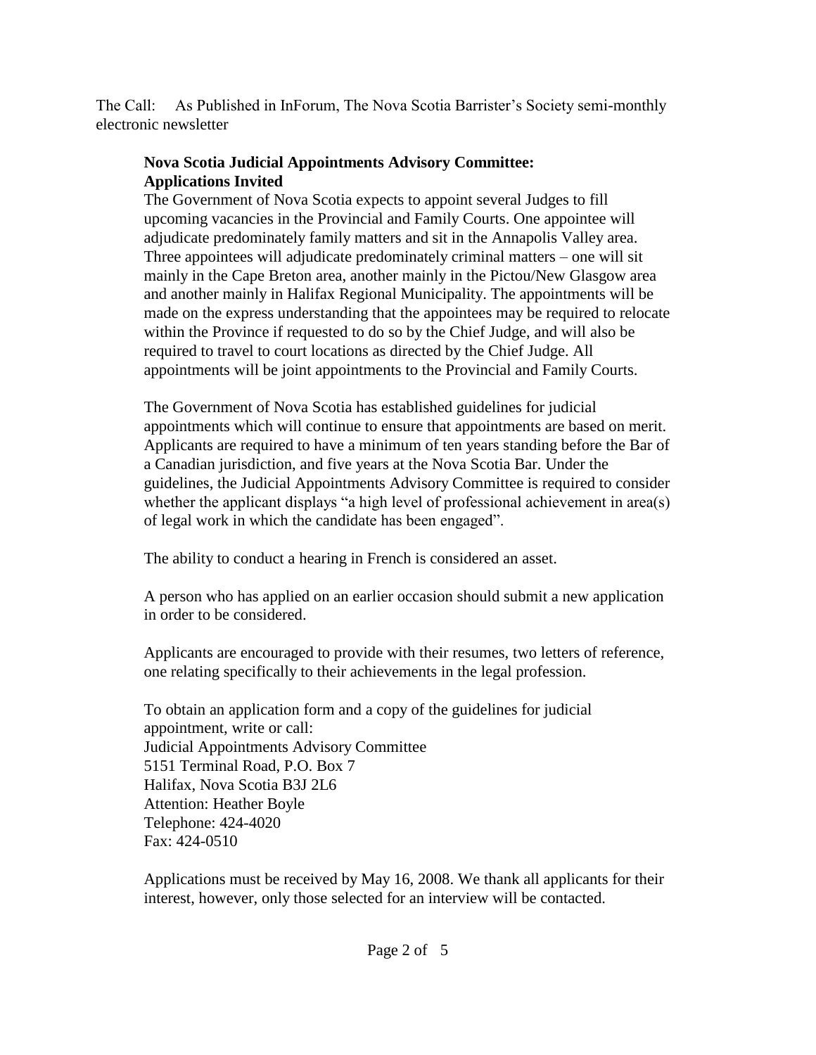The Call: As Published in InForum, The Nova Scotia Barrister's Society semi-monthly electronic newsletter

**Nova Scotia Judicial Appointments Advisory Committee:**
**Applications Invited**

The Government of Nova Scotia expects to appoint several Judges to fill upcoming vacancies in the Provincial and Family Courts. One appointee will adjudicate predominately family matters and sit in the Annapolis Valley area. Three appointees will adjudicate predominately criminal matters – one will sit mainly in the Cape Breton area, another mainly in the Pictou/New Glasgow area and another mainly in Halifax Regional Municipality. The appointments will be made on the express understanding that the appointees may be required to relocate within the Province if requested to do so by the Chief Judge, and will also be required to travel to court locations as directed by the Chief Judge. All appointments will be joint appointments to the Provincial and Family Courts.

The Government of Nova Scotia has established guidelines for judicial appointments which will continue to ensure that appointments are based on merit. Applicants are required to have a minimum of ten years standing before the Bar of a Canadian jurisdiction, and five years at the Nova Scotia Bar. Under the guidelines, the Judicial Appointments Advisory Committee is required to consider whether the applicant displays "a high level of professional achievement in area(s) of legal work in which the candidate has been engaged".

The ability to conduct a hearing in French is considered an asset.

A person who has applied on an earlier occasion should submit a new application in order to be considered.

Applicants are encouraged to provide with their resumes, two letters of reference, one relating specifically to their achievements in the legal profession.

To obtain an application form and a copy of the guidelines for judicial appointment, write or call:
Judicial Appointments Advisory Committee
5151 Terminal Road, P.O. Box 7
Halifax, Nova Scotia B3J 2L6
Attention: Heather Boyle
Telephone: 424-4020
Fax: 424-0510

Applications must be received by May 16, 2008. We thank all applicants for their interest, however, only those selected for an interview will be contacted.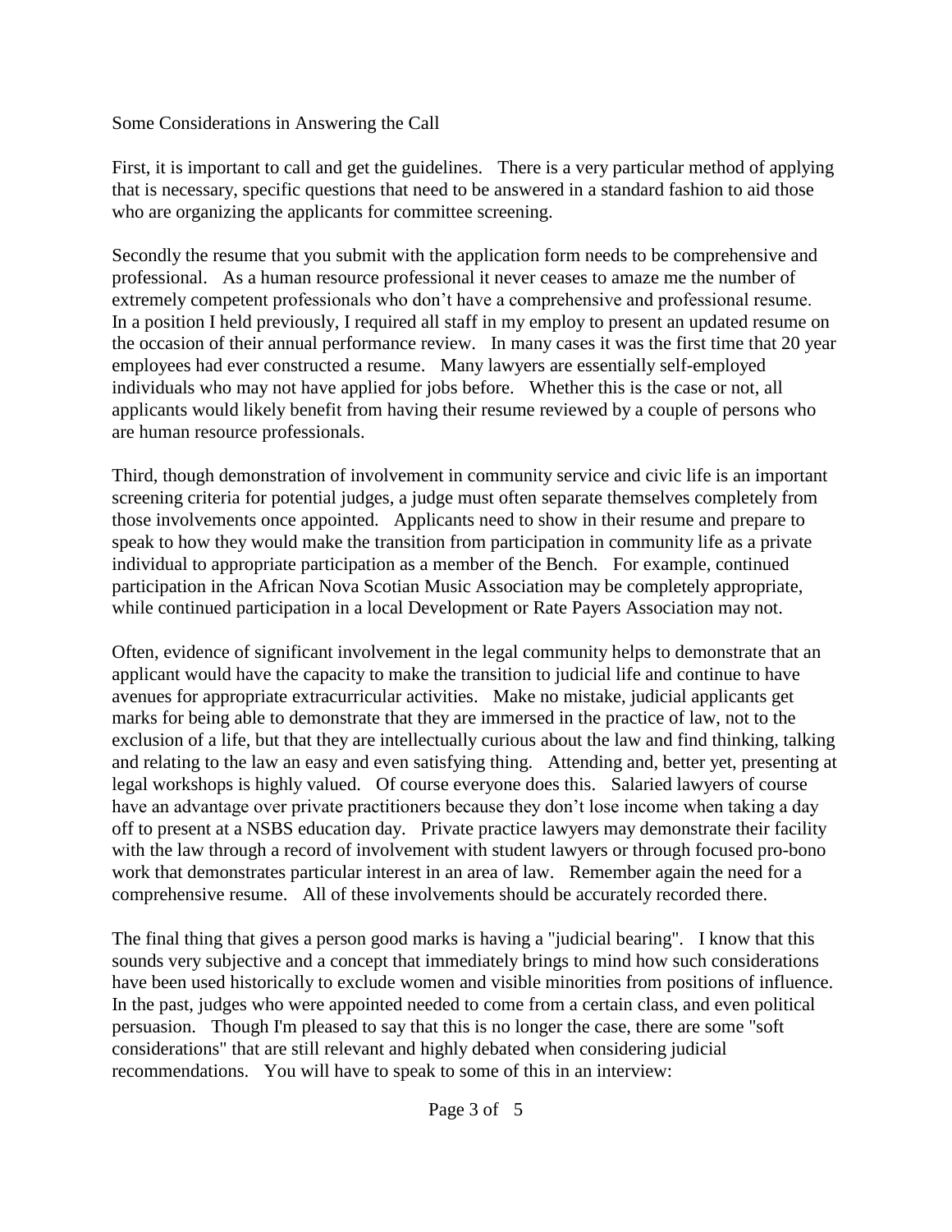Some Considerations in Answering the Call

First, it is important to call and get the guidelines. There is a very particular method of applying that is necessary, specific questions that need to be answered in a standard fashion to aid those who are organizing the applicants for committee screening.

Secondly the resume that you submit with the application form needs to be comprehensive and professional. As a human resource professional it never ceases to amaze me the number of extremely competent professionals who don't have a comprehensive and professional resume. In a position I held previously, I required all staff in my employ to present an updated resume on the occasion of their annual performance review. In many cases it was the first time that 20 year employees had ever constructed a resume. Many lawyers are essentially self-employed individuals who may not have applied for jobs before. Whether this is the case or not, all applicants would likely benefit from having their resume reviewed by a couple of persons who are human resource professionals.

Third, though demonstration of involvement in community service and civic life is an important screening criteria for potential judges, a judge must often separate themselves completely from those involvements once appointed. Applicants need to show in their resume and prepare to speak to how they would make the transition from participation in community life as a private individual to appropriate participation as a member of the Bench. For example, continued participation in the African Nova Scotian Music Association may be completely appropriate, while continued participation in a local Development or Rate Payers Association may not.

Often, evidence of significant involvement in the legal community helps to demonstrate that an applicant would have the capacity to make the transition to judicial life and continue to have avenues for appropriate extracurricular activities. Make no mistake, judicial applicants get marks for being able to demonstrate that they are immersed in the practice of law, not to the exclusion of a life, but that they are intellectually curious about the law and find thinking, talking and relating to the law an easy and even satisfying thing. Attending and, better yet, presenting at legal workshops is highly valued. Of course everyone does this. Salaried lawyers of course have an advantage over private practitioners because they don't lose income when taking a day off to present at a NSBS education day. Private practice lawyers may demonstrate their facility with the law through a record of involvement with student lawyers or through focused pro-bono work that demonstrates particular interest in an area of law. Remember again the need for a comprehensive resume. All of these involvements should be accurately recorded there.

The final thing that gives a person good marks is having a "judicial bearing". I know that this sounds very subjective and a concept that immediately brings to mind how such considerations have been used historically to exclude women and visible minorities from positions of influence. In the past, judges who were appointed needed to come from a certain class, and even political persuasion. Though I'm pleased to say that this is no longer the case, there are some "soft considerations" that are still relevant and highly debated when considering judicial recommendations. You will have to speak to some of this in an interview: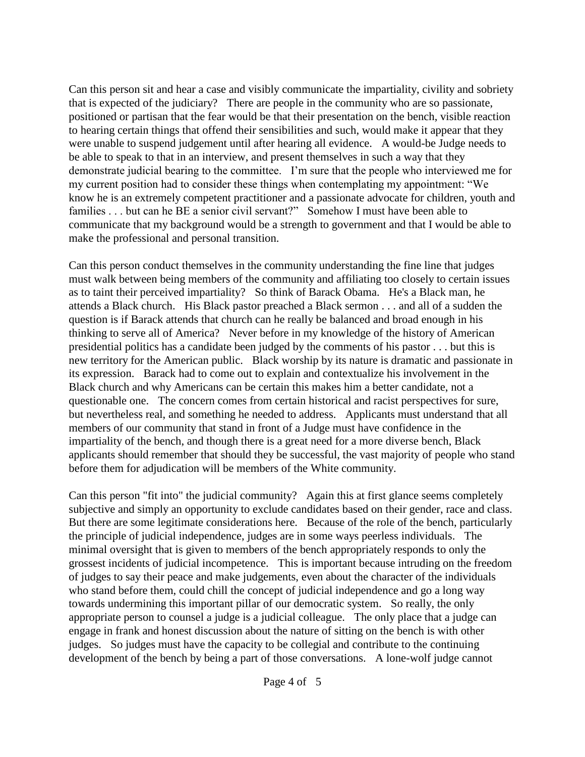Can this person sit and hear a case and visibly communicate the impartiality, civility and sobriety that is expected of the judiciary? There are people in the community who are so passionate, positioned or partisan that the fear would be that their presentation on the bench, visible reaction to hearing certain things that offend their sensibilities and such, would make it appear that they were unable to suspend judgement until after hearing all evidence. A would-be Judge needs to be able to speak to that in an interview, and present themselves in such a way that they demonstrate judicial bearing to the committee. I'm sure that the people who interviewed me for my current position had to consider these things when contemplating my appointment: "We know he is an extremely competent practitioner and a passionate advocate for children, youth and families . . . but can he BE a senior civil servant?" Somehow I must have been able to communicate that my background would be a strength to government and that I would be able to make the professional and personal transition.

Can this person conduct themselves in the community understanding the fine line that judges must walk between being members of the community and affiliating too closely to certain issues as to taint their perceived impartiality? So think of Barack Obama. He's a Black man, he attends a Black church. His Black pastor preached a Black sermon . . . and all of a sudden the question is if Barack attends that church can he really be balanced and broad enough in his thinking to serve all of America? Never before in my knowledge of the history of American presidential politics has a candidate been judged by the comments of his pastor . . . but this is new territory for the American public. Black worship by its nature is dramatic and passionate in its expression. Barack had to come out to explain and contextualize his involvement in the Black church and why Americans can be certain this makes him a better candidate, not a questionable one. The concern comes from certain historical and racist perspectives for sure, but nevertheless real, and something he needed to address. Applicants must understand that all members of our community that stand in front of a Judge must have confidence in the impartiality of the bench, and though there is a great need for a more diverse bench, Black applicants should remember that should they be successful, the vast majority of people who stand before them for adjudication will be members of the White community.

Can this person "fit into" the judicial community? Again this at first glance seems completely subjective and simply an opportunity to exclude candidates based on their gender, race and class. But there are some legitimate considerations here. Because of the role of the bench, particularly the principle of judicial independence, judges are in some ways peerless individuals. The minimal oversight that is given to members of the bench appropriately responds to only the grossest incidents of judicial incompetence. This is important because intruding on the freedom of judges to say their peace and make judgements, even about the character of the individuals who stand before them, could chill the concept of judicial independence and go a long way towards undermining this important pillar of our democratic system. So really, the only appropriate person to counsel a judge is a judicial colleague. The only place that a judge can engage in frank and honest discussion about the nature of sitting on the bench is with other judges. So judges must have the capacity to be collegial and contribute to the continuing development of the bench by being a part of those conversations. A lone-wolf judge cannot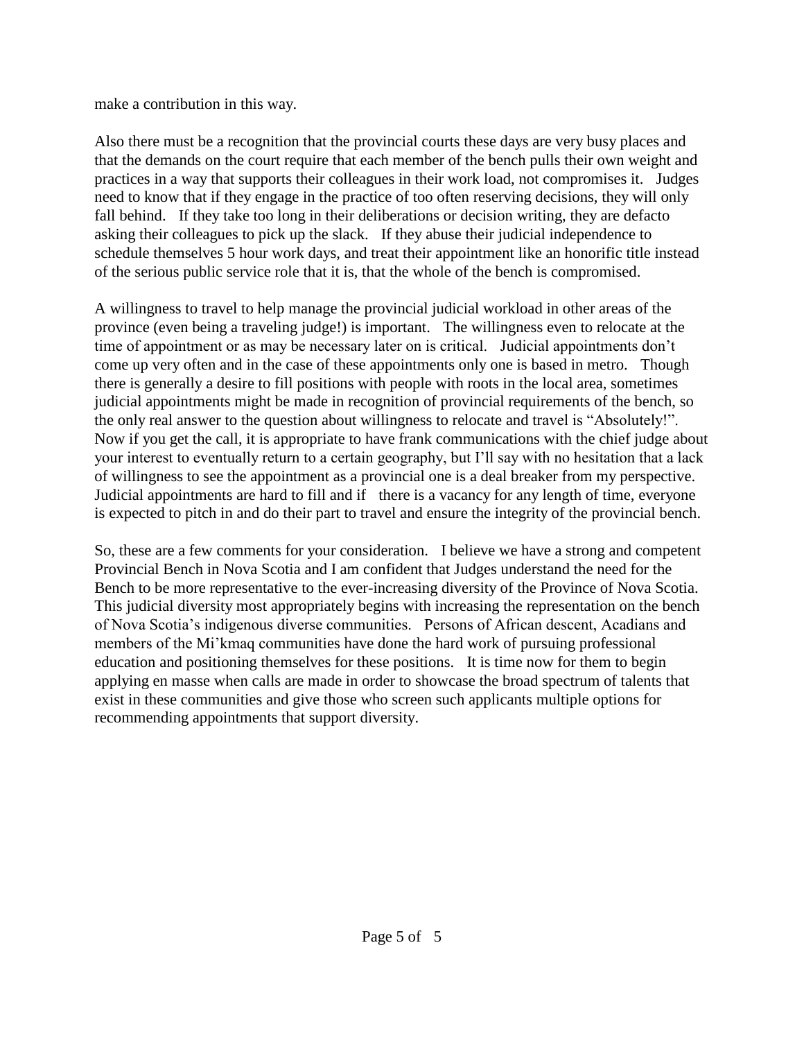make a contribution in this way.

Also there must be a recognition that the provincial courts these days are very busy places and that the demands on the court require that each member of the bench pulls their own weight and practices in a way that supports their colleagues in their work load, not compromises it. Judges need to know that if they engage in the practice of too often reserving decisions, they will only fall behind. If they take too long in their deliberations or decision writing, they are defacto asking their colleagues to pick up the slack. If they abuse their judicial independence to schedule themselves 5 hour work days, and treat their appointment like an honorific title instead of the serious public service role that it is, that the whole of the bench is compromised.

A willingness to travel to help manage the provincial judicial workload in other areas of the province (even being a traveling judge!) is important. The willingness even to relocate at the time of appointment or as may be necessary later on is critical. Judicial appointments don't come up very often and in the case of these appointments only one is based in metro. Though there is generally a desire to fill positions with people with roots in the local area, sometimes judicial appointments might be made in recognition of provincial requirements of the bench, so the only real answer to the question about willingness to relocate and travel is "Absolutely!". Now if you get the call, it is appropriate to have frank communications with the chief judge about your interest to eventually return to a certain geography, but I'll say with no hesitation that a lack of willingness to see the appointment as a provincial one is a deal breaker from my perspective. Judicial appointments are hard to fill and if there is a vacancy for any length of time, everyone is expected to pitch in and do their part to travel and ensure the integrity of the provincial bench.

So, these are a few comments for your consideration. I believe we have a strong and competent Provincial Bench in Nova Scotia and I am confident that Judges understand the need for the Bench to be more representative to the ever-increasing diversity of the Province of Nova Scotia. This judicial diversity most appropriately begins with increasing the representation on the bench of Nova Scotia's indigenous diverse communities. Persons of African descent, Acadians and members of the Mi'kmaq communities have done the hard work of pursuing professional education and positioning themselves for these positions. It is time now for them to begin applying en masse when calls are made in order to showcase the broad spectrum of talents that exist in these communities and give those who screen such applicants multiple options for recommending appointments that support diversity.